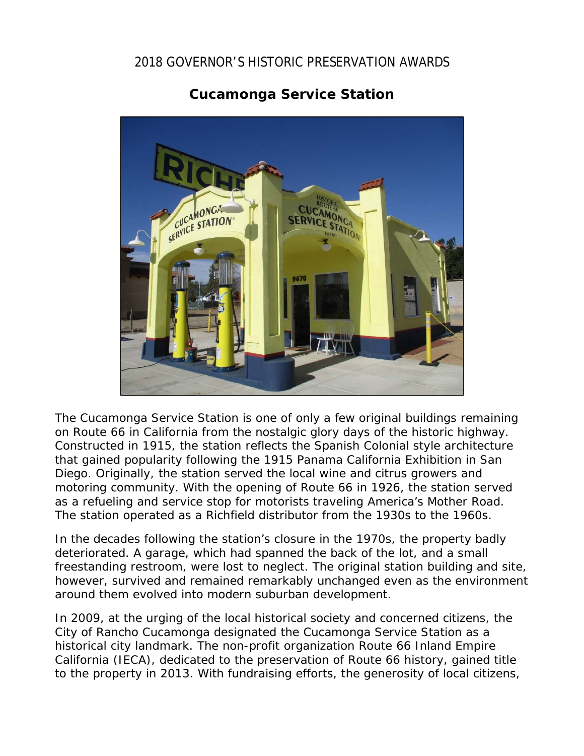2018 GOVERNOR'S HISTORIC PRESERVATION AWARDS

# Cucamonga Service Station

The Cucamonga Service Station is one of only a few original buildings remaining on Route 66 in California from the nostalgic glory days of the historic highway. Constructed in 1915, the station reflects the Spanish Colonial style architecture that gained popularity following the 1915 Panama California Exhibition in San Diego. Originally, the station served the local wine and citrus growers and motoring community. With the opening of Route 66 in 1926, the station served as a refueling and service stop for motorists traveling America's Mother Road. The station operated as a Richfield distributor from the 1930s to the 1960s.

In the decades following the station's closure in the 1970s, the property badly deteriorated. A garage, which had spanned the back of the lot, and a small freestanding restroom, were lost to neglect. The original station building and site, however, survived and remained remarkably unchanged even as the environment around them evolved into modern suburban development.

In 2009, at the urging of the local historical society and concerned citizens, the City of Rancho Cucamonga designated the Cucamonga Service Station as a historical city landmark. The non-profit organization Route 66 Inland Empire California (IECA), dedicated to the preservation of Route 66 history, gained title to the property in 2013. With fundraising efforts, the generosity of local citizens,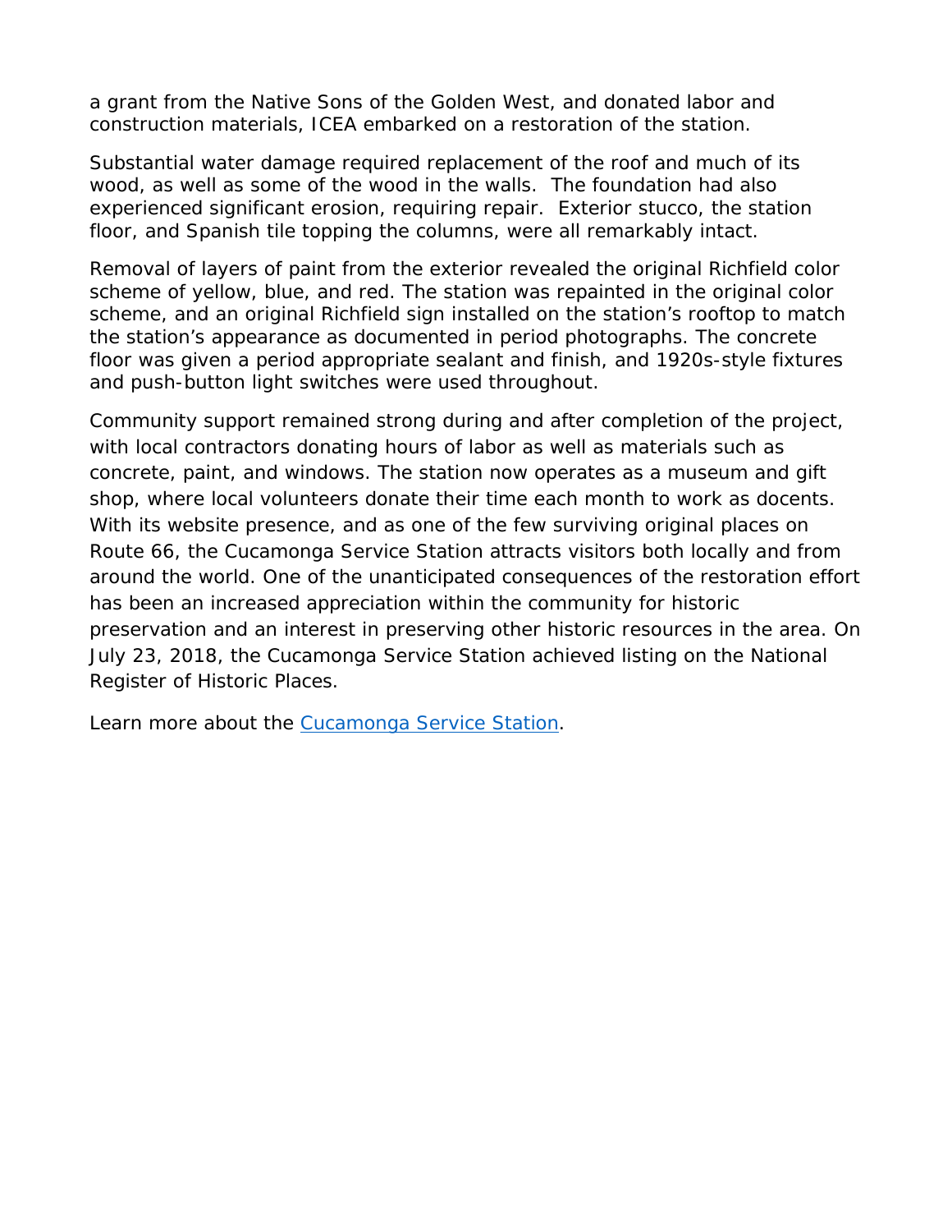a grant from the Native Sons of the Golden West, and donated labor and construction materials, ICEA embarked on a restoration of the station.

Substantial water damage required replacement of the roof and much of its wood, as well as some of the wood in the walls. The foundation had also experienced significant erosion, requiring repair. Exterior stucco, the station floor, and Spanish tile topping the columns, were all remarkably intact.

Removal of layers of paint from the exterior revealed the original Richfield color scheme of yellow, blue, and red. The station was repainted in the original color scheme, and an original Richfield sign installed on the station's rooftop to match the station's appearance as documented in period photographs. The concrete floor was given a period appropriate sealant and finish, and 1920s-style fixtures and push-button light switches were used throughout.

Community support remained strong during and after completion of the project, with local contractors donating hours of labor as well as materials such as concrete, paint, and windows. The station now operates as a museum and gift shop, where local volunteers donate their time each month to work as docents. With its website presence, and as one of the few surviving original places on Route 66, the Cucamonga Service Station attracts visitors both locally and from around the world. One of the unanticipated consequences of the restoration effort has been an increased appreciation within the community for historic preservation and an interest in preserving other historic resources in the area. On July 23, 2018, the Cucamonga Service Station achieved listing on the National Register of Historic Places.

Learn more about the Cucamonga Service Station.